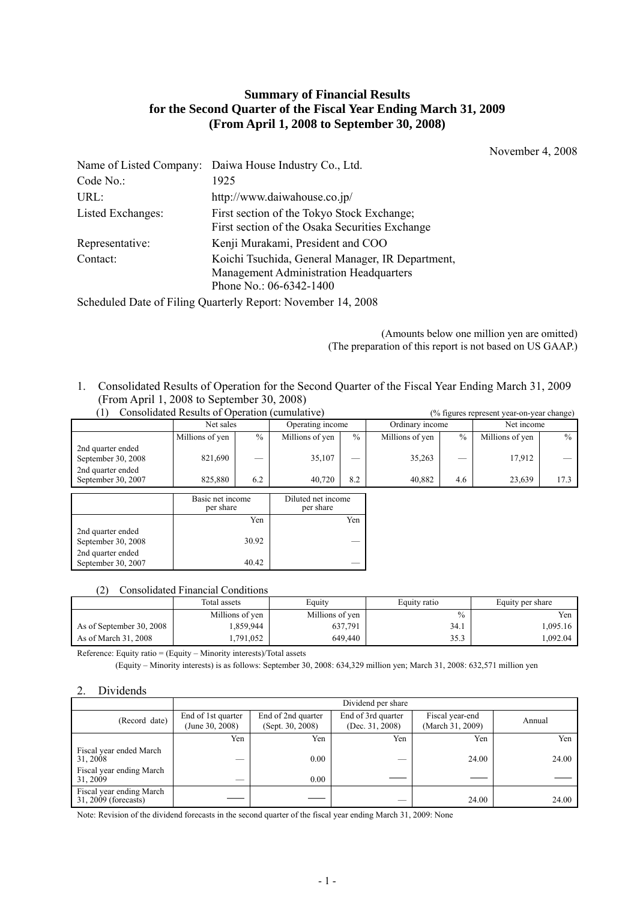# Summary of Financial Results for the Second Quarter of the Fiscal Year Ending March 31, 2009 (From April 1, 2008 to September 30, 2008)

November 4, 2008

| | |
|---|---|
| Name of Listed Company: | Daiwa House Industry Co., Ltd. |
| Code No.: | 1925 |
| URL: | http://www.daiwahouse.co.jp/ |
| Listed Exchanges: | First section of the Tokyo Stock Exchange; First section of the Osaka Securities Exchange |
| Representative: | Kenji Murakami, President and COO |
| Contact: | Koichi Tsuchida, General Manager, IR Department, Management Administration Headquarters Phone No.: 06-6342-1400 |

Scheduled Date of Filing Quarterly Report: November 14, 2008

(Amounts below one million yen are omitted)
(The preparation of this report is not based on US GAAP.)

## 1. Consolidated Results of Operation for the Second Quarter of the Fiscal Year Ending March 31, 2009 (From April 1, 2008 to September 30, 2008)

### (1) Consolidated Results of Operation (cumulative)

(% figures represent year-on-year change)

| | Net sales | | Operating income | | Ordinary income | | Net income | |
|---|---|---|---|---|---|---|---|---|
| | Millions of yen | % | Millions of yen | % | Millions of yen | % | Millions of yen | % |
| 2nd quarter ended September 30, 2008 | 821,690 | — | 35,107 | — | 35,263 | — | 17,912 | — |
| 2nd quarter ended September 30, 2007 | 825,880 | 6.2 | 40,720 | 8.2 | 40,882 | 4.6 | 23,639 | 17.3 |

| | Basic net income per share | Diluted net income per share |
|---|---|---|
| | Yen | Yen |
| 2nd quarter ended September 30, 2008 | 30.92 | — |
| 2nd quarter ended September 30, 2007 | 40.42 | — |

### (2) Consolidated Financial Conditions

| | Total assets | Equity | Equity ratio | Equity per share |
|---|---|---|---|---|
| | Millions of yen | Millions of yen | % | Yen |
| As of September 30, 2008 | 1,859,944 | 637,791 | 34.1 | 1,095.16 |
| As of March 31, 2008 | 1,791,052 | 649,440 | 35.3 | 1,092.04 |

Reference: Equity ratio = (Equity – Minority interests)/Total assets

(Equity – Minority interests) is as follows: September 30, 2008: 634,329 million yen; March 31, 2008: 632,571 million yen

## 2. Dividends

| | Dividend per share | | | | |
|---|---|---|---|---|---|
| (Record date) | End of 1st quarter (June 30, 2008) | End of 2nd quarter (Sept. 30, 2008) | End of 3rd quarter (Dec. 31, 2008) | Fiscal year-end (March 31, 2009) | Annual |
| | Yen | Yen | Yen | Yen | Yen |
| Fiscal year ended March 31, 2008 | — | 0.00 | — | 24.00 | 24.00 |
| Fiscal year ending March 31, 2009 | — | 0.00 | —— | —— | —— |
| Fiscal year ending March 31, 2009 (forecasts) | —— | —— | — | 24.00 | 24.00 |

Note: Revision of the dividend forecasts in the second quarter of the fiscal year ending March 31, 2009: None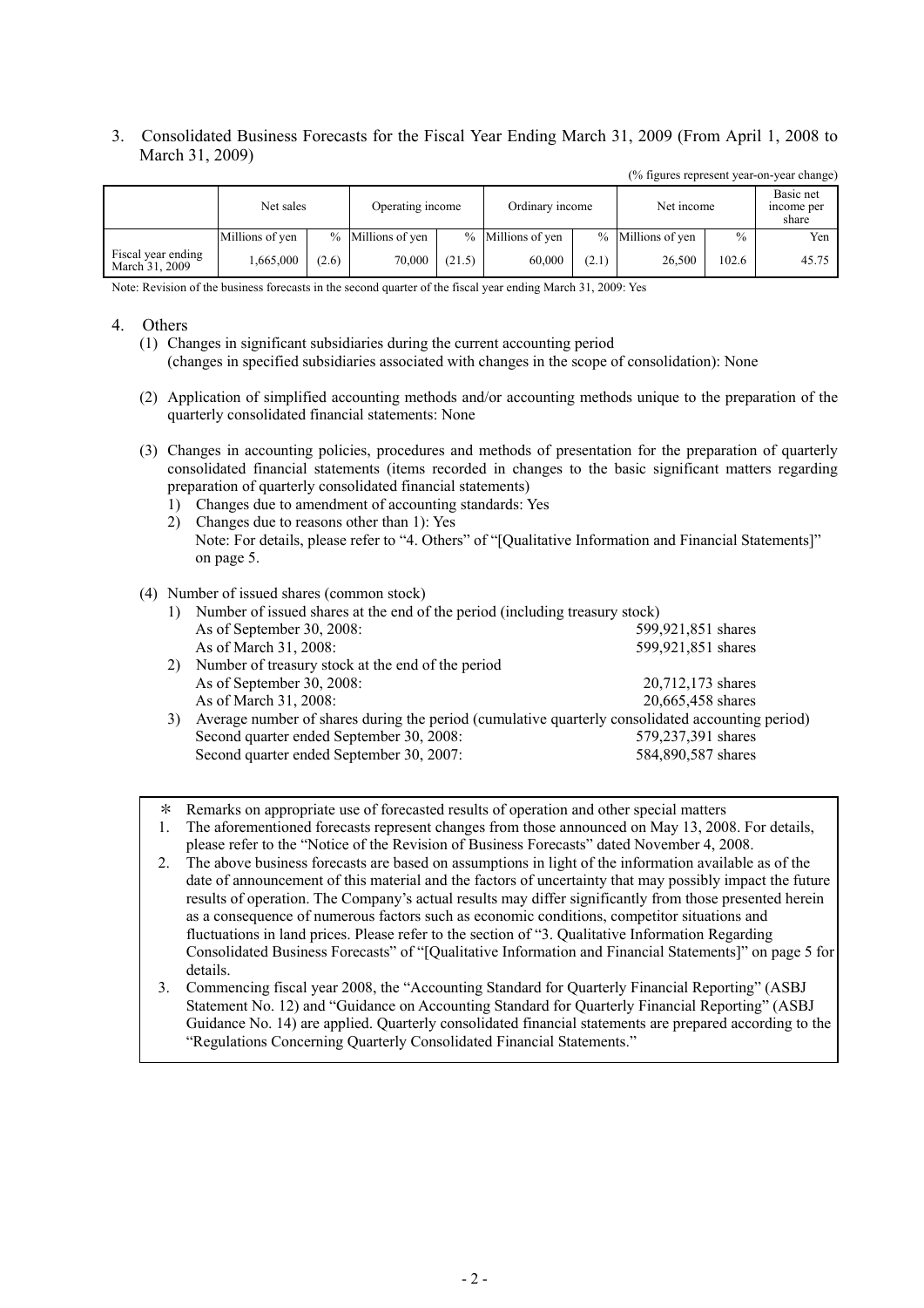## 3. Consolidated Business Forecasts for the Fiscal Year Ending March 31, 2009 (From April 1, 2008 to March 31, 2009)

(% figures represent year-on-year change)

| | Net sales | | Operating income | | Ordinary income | | Net income | | Basic net income per share |
|---|---|---|---|---|---|---|---|---|---|
| | Millions of yen | % | Millions of yen | % | Millions of yen | % | Millions of yen | % | Yen |
| Fiscal year ending March 31, 2009 | 1,665,000 | (2.6) | 70,000 | (21.5) | 60,000 | (2.1) | 26,500 | 102.6 | 45.75 |

Note: Revision of the business forecasts in the second quarter of the fiscal year ending March 31, 2009: Yes

## 4. Others

(1) Changes in significant subsidiaries during the current accounting period
(changes in specified subsidiaries associated with changes in the scope of consolidation): None

(2) Application of simplified accounting methods and/or accounting methods unique to the preparation of the quarterly consolidated financial statements: None

(3) Changes in accounting policies, procedures and methods of presentation for the preparation of quarterly consolidated financial statements (items recorded in changes to the basic significant matters regarding preparation of quarterly consolidated financial statements)
1) Changes due to amendment of accounting standards: Yes
2) Changes due to reasons other than 1): Yes
Note: For details, please refer to "4. Others" of "[Qualitative Information and Financial Statements]" on page 5.

(4) Number of issued shares (common stock)
1) Number of issued shares at the end of the period (including treasury stock)

| | |
|---|---|
| As of September 30, 2008: | 599,921,851 shares |
| As of March 31, 2008: | 599,921,851 shares |

2) Number of treasury stock at the end of the period

| | |
|---|---|
| As of September 30, 2008: | 20,712,173 shares |
| As of March 31, 2008: | 20,665,458 shares |

3) Average number of shares during the period (cumulative quarterly consolidated accounting period)

| | |
|---|---|
| Second quarter ended September 30, 2008: | 579,237,391 shares |
| Second quarter ended September 30, 2007: | 584,890,587 shares |

＊ Remarks on appropriate use of forecasted results of operation and other special matters

1. The aforementioned forecasts represent changes from those announced on May 13, 2008. For details, please refer to the "Notice of the Revision of Business Forecasts" dated November 4, 2008.
2. The above business forecasts are based on assumptions in light of the information available as of the date of announcement of this material and the factors of uncertainty that may possibly impact the future results of operation. The Company's actual results may differ significantly from those presented herein as a consequence of numerous factors such as economic conditions, competitor situations and fluctuations in land prices. Please refer to the section of "3. Qualitative Information Regarding Consolidated Business Forecasts" of "[Qualitative Information and Financial Statements]" on page 5 for details.
3. Commencing fiscal year 2008, the "Accounting Standard for Quarterly Financial Reporting" (ASBJ Statement No. 12) and "Guidance on Accounting Standard for Quarterly Financial Reporting" (ASBJ Guidance No. 14) are applied. Quarterly consolidated financial statements are prepared according to the "Regulations Concerning Quarterly Consolidated Financial Statements."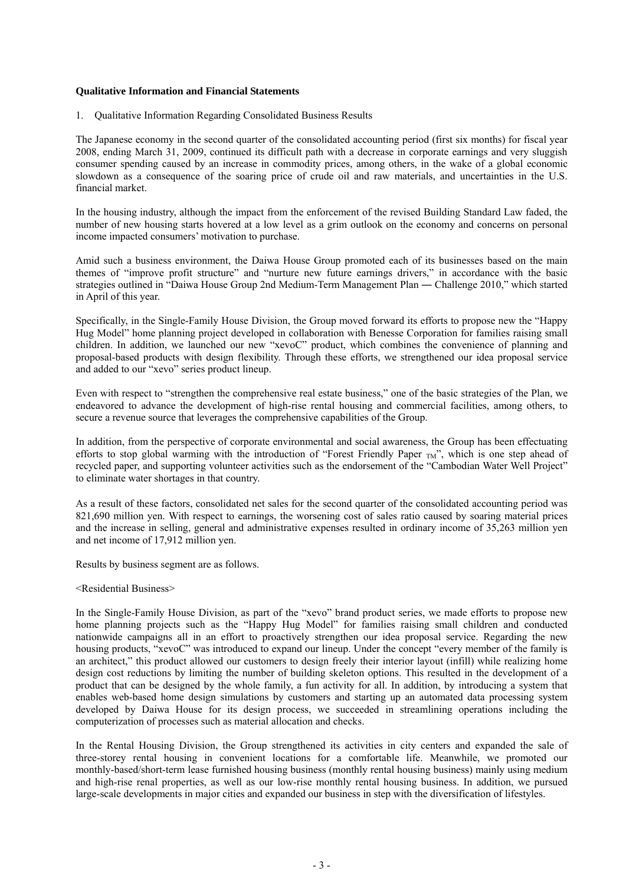**Qualitative Information and Financial Statements**

1. Qualitative Information Regarding Consolidated Business Results

The Japanese economy in the second quarter of the consolidated accounting period (first six months) for fiscal year 2008, ending March 31, 2009, continued its difficult path with a decrease in corporate earnings and very sluggish consumer spending caused by an increase in commodity prices, among others, in the wake of a global economic slowdown as a consequence of the soaring price of crude oil and raw materials, and uncertainties in the U.S. financial market.

In the housing industry, although the impact from the enforcement of the revised Building Standard Law faded, the number of new housing starts hovered at a low level as a grim outlook on the economy and concerns on personal income impacted consumers' motivation to purchase.

Amid such a business environment, the Daiwa House Group promoted each of its businesses based on the main themes of "improve profit structure" and "nurture new future earnings drivers," in accordance with the basic strategies outlined in "Daiwa House Group 2nd Medium-Term Management Plan ― Challenge 2010," which started in April of this year.

Specifically, in the Single-Family House Division, the Group moved forward its efforts to propose new the "Happy Hug Model" home planning project developed in collaboration with Benesse Corporation for families raising small children. In addition, we launched our new "xevoC" product, which combines the convenience of planning and proposal-based products with design flexibility. Through these efforts, we strengthened our idea proposal service and added to our "xevo" series product lineup.

Even with respect to "strengthen the comprehensive real estate business," one of the basic strategies of the Plan, we endeavored to advance the development of high-rise rental housing and commercial facilities, among others, to secure a revenue source that leverages the comprehensive capabilities of the Group.

In addition, from the perspective of corporate environmental and social awareness, the Group has been effectuating efforts to stop global warming with the introduction of "Forest Friendly Paper $_{TM}$", which is one step ahead of recycled paper, and supporting volunteer activities such as the endorsement of the "Cambodian Water Well Project" to eliminate water shortages in that country.

As a result of these factors, consolidated net sales for the second quarter of the consolidated accounting period was 821,690 million yen. With respect to earnings, the worsening cost of sales ratio caused by soaring material prices and the increase in selling, general and administrative expenses resulted in ordinary income of 35,263 million yen and net income of 17,912 million yen.

Results by business segment are as follows.

<Residential Business>

In the Single-Family House Division, as part of the "xevo" brand product series, we made efforts to propose new home planning projects such as the "Happy Hug Model" for families raising small children and conducted nationwide campaigns all in an effort to proactively strengthen our idea proposal service. Regarding the new housing products, "xevoC" was introduced to expand our lineup. Under the concept "every member of the family is an architect," this product allowed our customers to design freely their interior layout (infill) while realizing home design cost reductions by limiting the number of building skeleton options. This resulted in the development of a product that can be designed by the whole family, a fun activity for all. In addition, by introducing a system that enables web-based home design simulations by customers and starting up an automated data processing system developed by Daiwa House for its design process, we succeeded in streamlining operations including the computerization of processes such as material allocation and checks.

In the Rental Housing Division, the Group strengthened its activities in city centers and expanded the sale of three-storey rental housing in convenient locations for a comfortable life. Meanwhile, we promoted our monthly-based/short-term lease furnished housing business (monthly rental housing business) mainly using medium and high-rise renal properties, as well as our low-rise monthly rental housing business. In addition, we pursued large-scale developments in major cities and expanded our business in step with the diversification of lifestyles.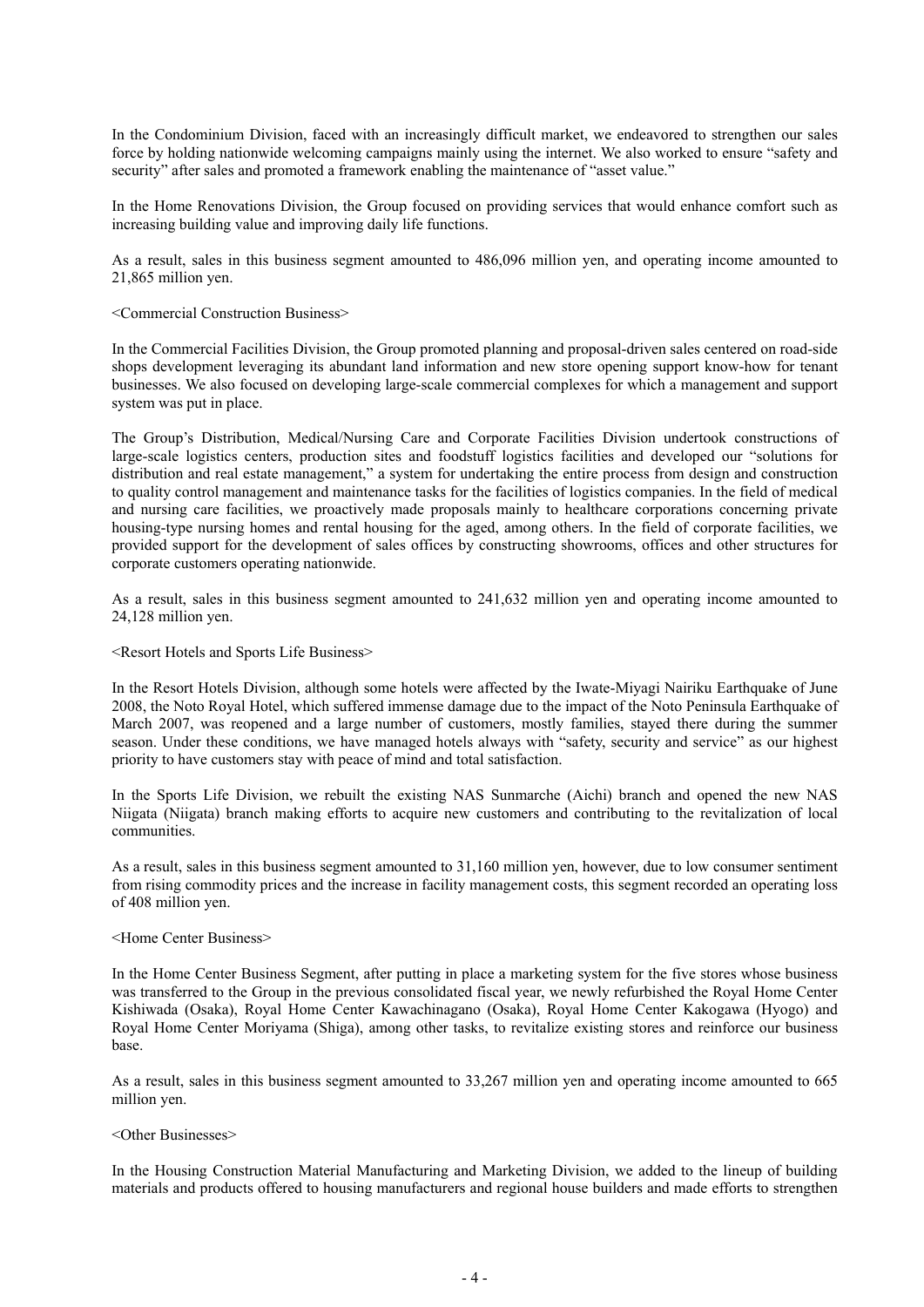In the Condominium Division, faced with an increasingly difficult market, we endeavored to strengthen our sales force by holding nationwide welcoming campaigns mainly using the internet. We also worked to ensure "safety and security" after sales and promoted a framework enabling the maintenance of "asset value."

In the Home Renovations Division, the Group focused on providing services that would enhance comfort such as increasing building value and improving daily life functions.

As a result, sales in this business segment amounted to 486,096 million yen, and operating income amounted to 21,865 million yen.

<Commercial Construction Business>

In the Commercial Facilities Division, the Group promoted planning and proposal-driven sales centered on road-side shops development leveraging its abundant land information and new store opening support know-how for tenant businesses. We also focused on developing large-scale commercial complexes for which a management and support system was put in place.

The Group's Distribution, Medical/Nursing Care and Corporate Facilities Division undertook constructions of large-scale logistics centers, production sites and foodstuff logistics facilities and developed our "solutions for distribution and real estate management," a system for undertaking the entire process from design and construction to quality control management and maintenance tasks for the facilities of logistics companies. In the field of medical and nursing care facilities, we proactively made proposals mainly to healthcare corporations concerning private housing-type nursing homes and rental housing for the aged, among others. In the field of corporate facilities, we provided support for the development of sales offices by constructing showrooms, offices and other structures for corporate customers operating nationwide.

As a result, sales in this business segment amounted to 241,632 million yen and operating income amounted to 24,128 million yen.

<Resort Hotels and Sports Life Business>

In the Resort Hotels Division, although some hotels were affected by the Iwate-Miyagi Nairiku Earthquake of June 2008, the Noto Royal Hotel, which suffered immense damage due to the impact of the Noto Peninsula Earthquake of March 2007, was reopened and a large number of customers, mostly families, stayed there during the summer season. Under these conditions, we have managed hotels always with "safety, security and service" as our highest priority to have customers stay with peace of mind and total satisfaction.

In the Sports Life Division, we rebuilt the existing NAS Sunmarche (Aichi) branch and opened the new NAS Niigata (Niigata) branch making efforts to acquire new customers and contributing to the revitalization of local communities.

As a result, sales in this business segment amounted to 31,160 million yen, however, due to low consumer sentiment from rising commodity prices and the increase in facility management costs, this segment recorded an operating loss of 408 million yen.

<Home Center Business>

In the Home Center Business Segment, after putting in place a marketing system for the five stores whose business was transferred to the Group in the previous consolidated fiscal year, we newly refurbished the Royal Home Center Kishiwada (Osaka), Royal Home Center Kawachinagano (Osaka), Royal Home Center Kakogawa (Hyogo) and Royal Home Center Moriyama (Shiga), among other tasks, to revitalize existing stores and reinforce our business base.

As a result, sales in this business segment amounted to 33,267 million yen and operating income amounted to 665 million yen.

<Other Businesses>

In the Housing Construction Material Manufacturing and Marketing Division, we added to the lineup of building materials and products offered to housing manufacturers and regional house builders and made efforts to strengthen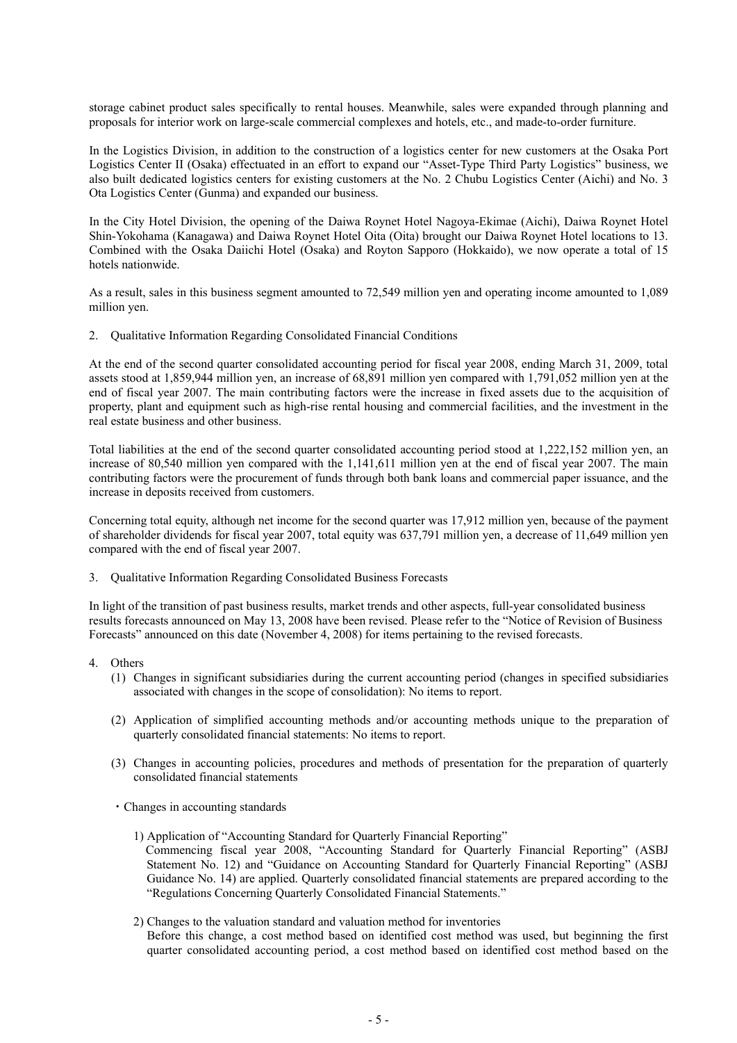storage cabinet product sales specifically to rental houses. Meanwhile, sales were expanded through planning and proposals for interior work on large-scale commercial complexes and hotels, etc., and made-to-order furniture.

In the Logistics Division, in addition to the construction of a logistics center for new customers at the Osaka Port Logistics Center II (Osaka) effectuated in an effort to expand our "Asset-Type Third Party Logistics" business, we also built dedicated logistics centers for existing customers at the No. 2 Chubu Logistics Center (Aichi) and No. 3 Ota Logistics Center (Gunma) and expanded our business.

In the City Hotel Division, the opening of the Daiwa Roynet Hotel Nagoya-Ekimae (Aichi), Daiwa Roynet Hotel Shin-Yokohama (Kanagawa) and Daiwa Roynet Hotel Oita (Oita) brought our Daiwa Roynet Hotel locations to 13. Combined with the Osaka Daiichi Hotel (Osaka) and Royton Sapporo (Hokkaido), we now operate a total of 15 hotels nationwide.

As a result, sales in this business segment amounted to 72,549 million yen and operating income amounted to 1,089 million yen.

## 2. Qualitative Information Regarding Consolidated Financial Conditions

At the end of the second quarter consolidated accounting period for fiscal year 2008, ending March 31, 2009, total assets stood at 1,859,944 million yen, an increase of 68,891 million yen compared with 1,791,052 million yen at the end of fiscal year 2007. The main contributing factors were the increase in fixed assets due to the acquisition of property, plant and equipment such as high-rise rental housing and commercial facilities, and the investment in the real estate business and other business.

Total liabilities at the end of the second quarter consolidated accounting period stood at 1,222,152 million yen, an increase of 80,540 million yen compared with the 1,141,611 million yen at the end of fiscal year 2007. The main contributing factors were the procurement of funds through both bank loans and commercial paper issuance, and the increase in deposits received from customers.

Concerning total equity, although net income for the second quarter was 17,912 million yen, because of the payment of shareholder dividends for fiscal year 2007, total equity was 637,791 million yen, a decrease of 11,649 million yen compared with the end of fiscal year 2007.

## 3. Qualitative Information Regarding Consolidated Business Forecasts

In light of the transition of past business results, market trends and other aspects, full-year consolidated business results forecasts announced on May 13, 2008 have been revised. Please refer to the "Notice of Revision of Business Forecasts" announced on this date (November 4, 2008) for items pertaining to the revised forecasts.

## 4. Others

(1) Changes in significant subsidiaries during the current accounting period (changes in specified subsidiaries associated with changes in the scope of consolidation): No items to report.

(2) Application of simplified accounting methods and/or accounting methods unique to the preparation of quarterly consolidated financial statements: No items to report.

(3) Changes in accounting policies, procedures and methods of presentation for the preparation of quarterly consolidated financial statements

・Changes in accounting standards

1) Application of "Accounting Standard for Quarterly Financial Reporting"
Commencing fiscal year 2008, "Accounting Standard for Quarterly Financial Reporting" (ASBJ Statement No. 12) and "Guidance on Accounting Standard for Quarterly Financial Reporting" (ASBJ Guidance No. 14) are applied. Quarterly consolidated financial statements are prepared according to the "Regulations Concerning Quarterly Consolidated Financial Statements."

2) Changes to the valuation standard and valuation method for inventories
Before this change, a cost method based on identified cost method was used, but beginning the first quarter consolidated accounting period, a cost method based on identified cost method based on the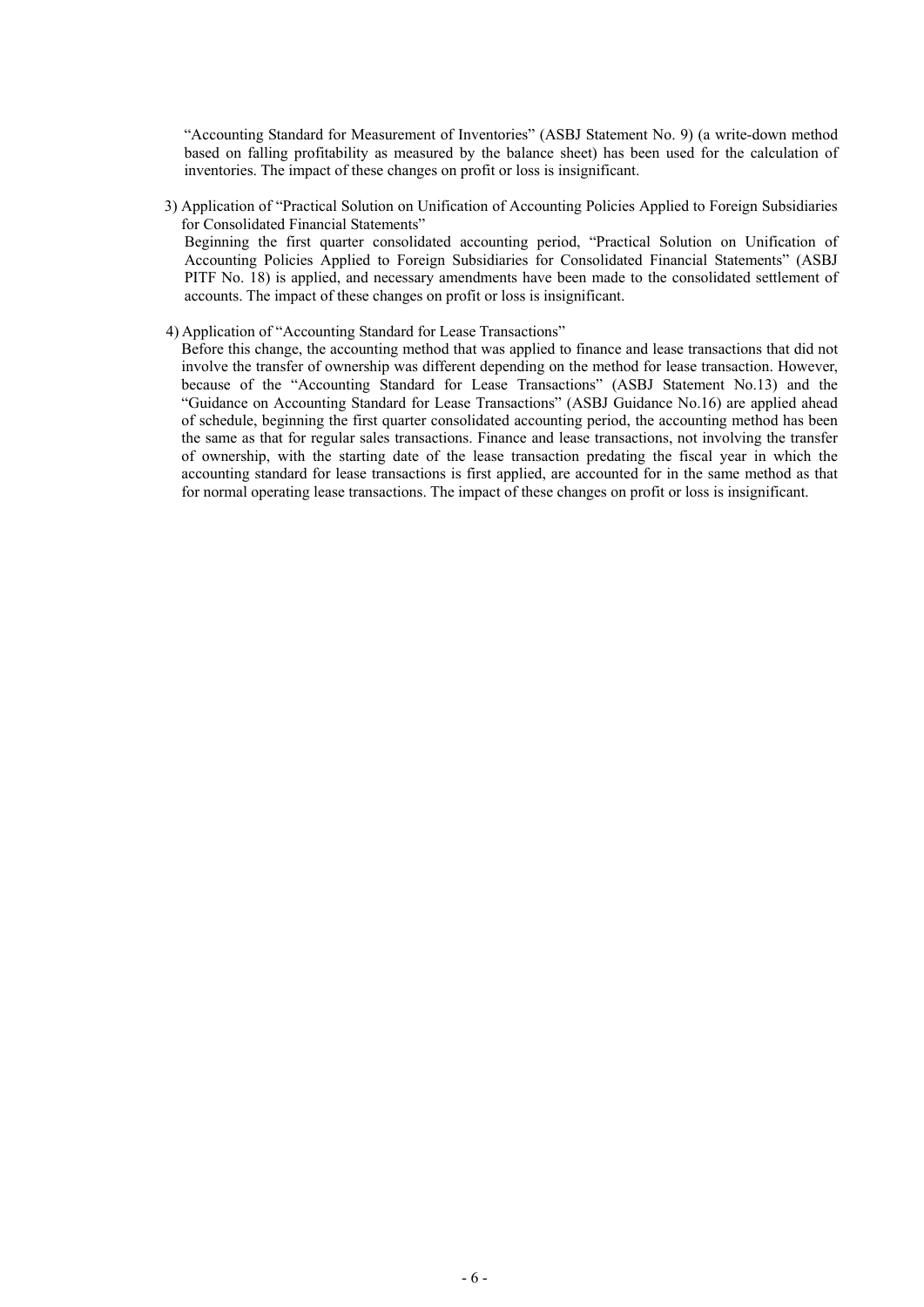"Accounting Standard for Measurement of Inventories" (ASBJ Statement No. 9) (a write-down method based on falling profitability as measured by the balance sheet) has been used for the calculation of inventories. The impact of these changes on profit or loss is insignificant.

3) Application of "Practical Solution on Unification of Accounting Policies Applied to Foreign Subsidiaries for Consolidated Financial Statements"

Beginning the first quarter consolidated accounting period, "Practical Solution on Unification of Accounting Policies Applied to Foreign Subsidiaries for Consolidated Financial Statements" (ASBJ PITF No. 18) is applied, and necessary amendments have been made to the consolidated settlement of accounts. The impact of these changes on profit or loss is insignificant.

4) Application of "Accounting Standard for Lease Transactions"

Before this change, the accounting method that was applied to finance and lease transactions that did not involve the transfer of ownership was different depending on the method for lease transaction. However, because of the "Accounting Standard for Lease Transactions" (ASBJ Statement No.13) and the "Guidance on Accounting Standard for Lease Transactions" (ASBJ Guidance No.16) are applied ahead of schedule, beginning the first quarter consolidated accounting period, the accounting method has been the same as that for regular sales transactions. Finance and lease transactions, not involving the transfer of ownership, with the starting date of the lease transaction predating the fiscal year in which the accounting standard for lease transactions is first applied, are accounted for in the same method as that for normal operating lease transactions. The impact of these changes on profit or loss is insignificant.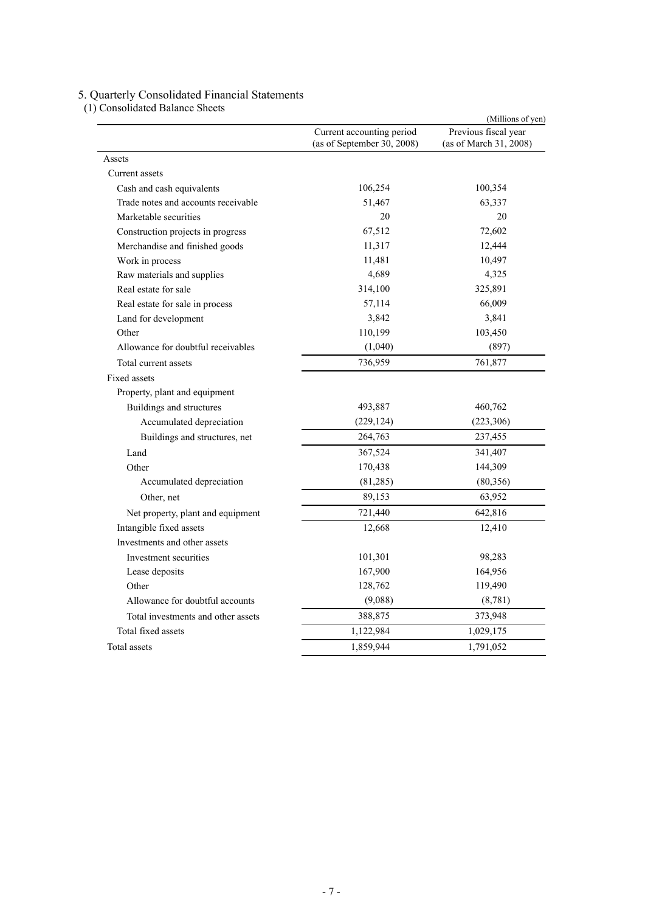## 5. Quarterly Consolidated Financial Statements

### (1) Consolidated Balance Sheets

(Millions of yen)

| | Current accounting period (as of September 30, 2008) | Previous fiscal year (as of March 31, 2008) |
|---|---|---|
| Assets | | |
| Current assets | | |
| Cash and cash equivalents | 106,254 | 100,354 |
| Trade notes and accounts receivable | 51,467 | 63,337 |
| Marketable securities | 20 | 20 |
| Construction projects in progress | 67,512 | 72,602 |
| Merchandise and finished goods | 11,317 | 12,444 |
| Work in process | 11,481 | 10,497 |
| Raw materials and supplies | 4,689 | 4,325 |
| Real estate for sale | 314,100 | 325,891 |
| Real estate for sale in process | 57,114 | 66,009 |
| Land for development | 3,842 | 3,841 |
| Other | 110,199 | 103,450 |
| Allowance for doubtful receivables | (1,040) | (897) |
| Total current assets | 736,959 | 761,877 |
| Fixed assets | | |
| Property, plant and equipment | | |
| Buildings and structures | 493,887 | 460,762 |
| Accumulated depreciation | (229,124) | (223,306) |
| Buildings and structures, net | 264,763 | 237,455 |
| Land | 367,524 | 341,407 |
| Other | 170,438 | 144,309 |
| Accumulated depreciation | (81,285) | (80,356) |
| Other, net | 89,153 | 63,952 |
| Net property, plant and equipment | 721,440 | 642,816 |
| Intangible fixed assets | 12,668 | 12,410 |
| Investments and other assets | | |
| Investment securities | 101,301 | 98,283 |
| Lease deposits | 167,900 | 164,956 |
| Other | 128,762 | 119,490 |
| Allowance for doubtful accounts | (9,088) | (8,781) |
| Total investments and other assets | 388,875 | 373,948 |
| Total fixed assets | 1,122,984 | 1,029,175 |
| Total assets | 1,859,944 | 1,791,052 |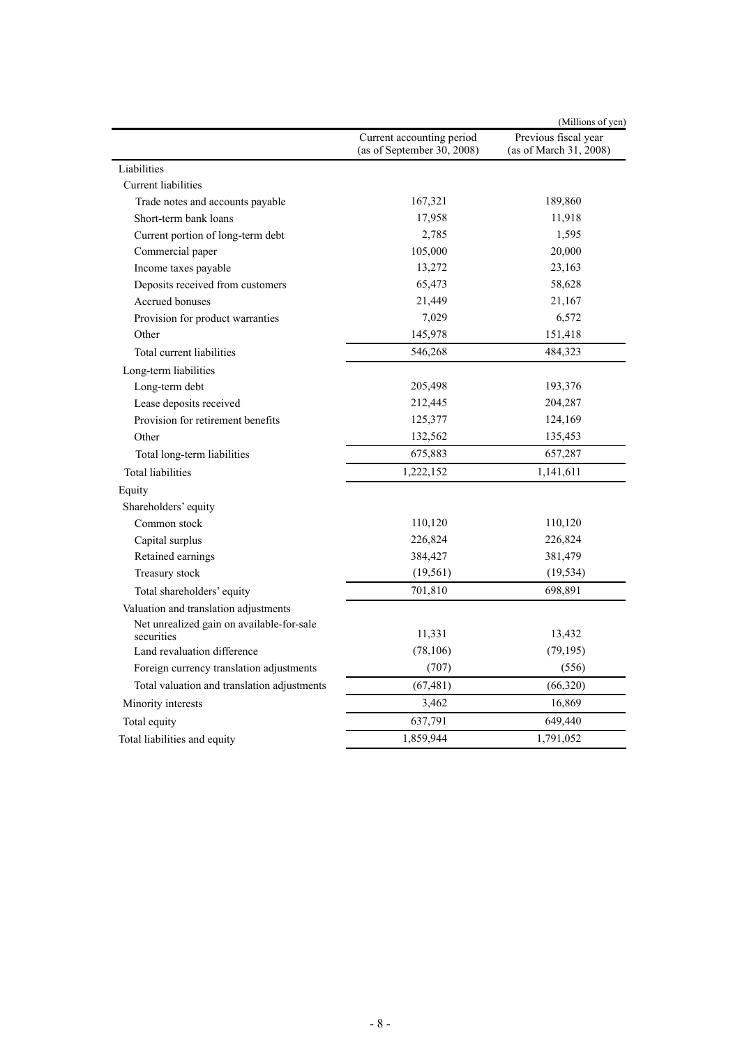(Millions of yen)

| | Current accounting period (as of September 30, 2008) | Previous fiscal year (as of March 31, 2008) |
|---|---|---|
| Liabilities | | |
| Current liabilities | | |
| Trade notes and accounts payable | 167,321 | 189,860 |
| Short-term bank loans | 17,958 | 11,918 |
| Current portion of long-term debt | 2,785 | 1,595 |
| Commercial paper | 105,000 | 20,000 |
| Income taxes payable | 13,272 | 23,163 |
| Deposits received from customers | 65,473 | 58,628 |
| Accrued bonuses | 21,449 | 21,167 |
| Provision for product warranties | 7,029 | 6,572 |
| Other | 145,978 | 151,418 |
| Total current liabilities | 546,268 | 484,323 |
| Long-term liabilities | | |
| Long-term debt | 205,498 | 193,376 |
| Lease deposits received | 212,445 | 204,287 |
| Provision for retirement benefits | 125,377 | 124,169 |
| Other | 132,562 | 135,453 |
| Total long-term liabilities | 675,883 | 657,287 |
| Total liabilities | 1,222,152 | 1,141,611 |
| Equity | | |
| Shareholders' equity | | |
| Common stock | 110,120 | 110,120 |
| Capital surplus | 226,824 | 226,824 |
| Retained earnings | 384,427 | 381,479 |
| Treasury stock | (19,561) | (19,534) |
| Total shareholders' equity | 701,810 | 698,891 |
| Valuation and translation adjustments | | |
| Net unrealized gain on available-for-sale securities | 11,331 | 13,432 |
| Land revaluation difference | (78,106) | (79,195) |
| Foreign currency translation adjustments | (707) | (556) |
| Total valuation and translation adjustments | (67,481) | (66,320) |
| Minority interests | 3,462 | 16,869 |
| Total equity | 637,791 | 649,440 |
| Total liabilities and equity | 1,859,944 | 1,791,052 |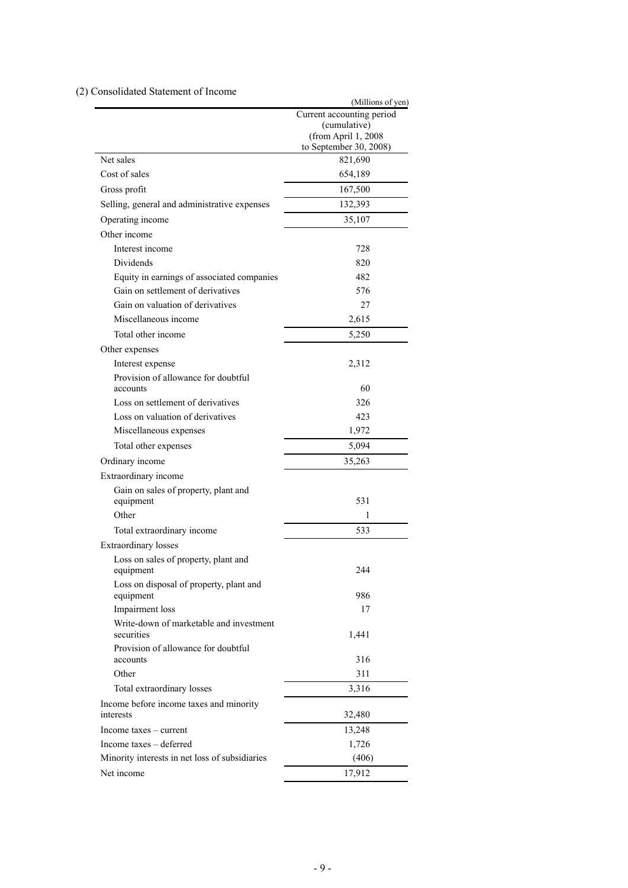## (2) Consolidated Statement of Income

(Millions of yen)

| | Current accounting period (cumulative) (from April 1, 2008 to September 30, 2008) |
|---|---|
| Net sales | 821,690 |
| Cost of sales | 654,189 |
| Gross profit | 167,500 |
| Selling, general and administrative expenses | 132,393 |
| Operating income | 35,107 |
| Other income | |
| Interest income | 728 |
| Dividends | 820 |
| Equity in earnings of associated companies | 482 |
| Gain on settlement of derivatives | 576 |
| Gain on valuation of derivatives | 27 |
| Miscellaneous income | 2,615 |
| Total other income | 5,250 |
| Other expenses | |
| Interest expense | 2,312 |
| Provision of allowance for doubtful accounts | 60 |
| Loss on settlement of derivatives | 326 |
| Loss on valuation of derivatives | 423 |
| Miscellaneous expenses | 1,972 |
| Total other expenses | 5,094 |
| Ordinary income | 35,263 |
| Extraordinary income | |
| Gain on sales of property, plant and equipment | 531 |
| Other | 1 |
| Total extraordinary income | 533 |
| Extraordinary losses | |
| Loss on sales of property, plant and equipment | 244 |
| Loss on disposal of property, plant and equipment | 986 |
| Impairment loss | 17 |
| Write-down of marketable and investment securities | 1,441 |
| Provision of allowance for doubtful accounts | 316 |
| Other | 311 |
| Total extraordinary losses | 3,316 |
| Income before income taxes and minority interests | 32,480 |
| Income taxes – current | 13,248 |
| Income taxes – deferred | 1,726 |
| Minority interests in net loss of subsidiaries | (406) |
| Net income | 17,912 |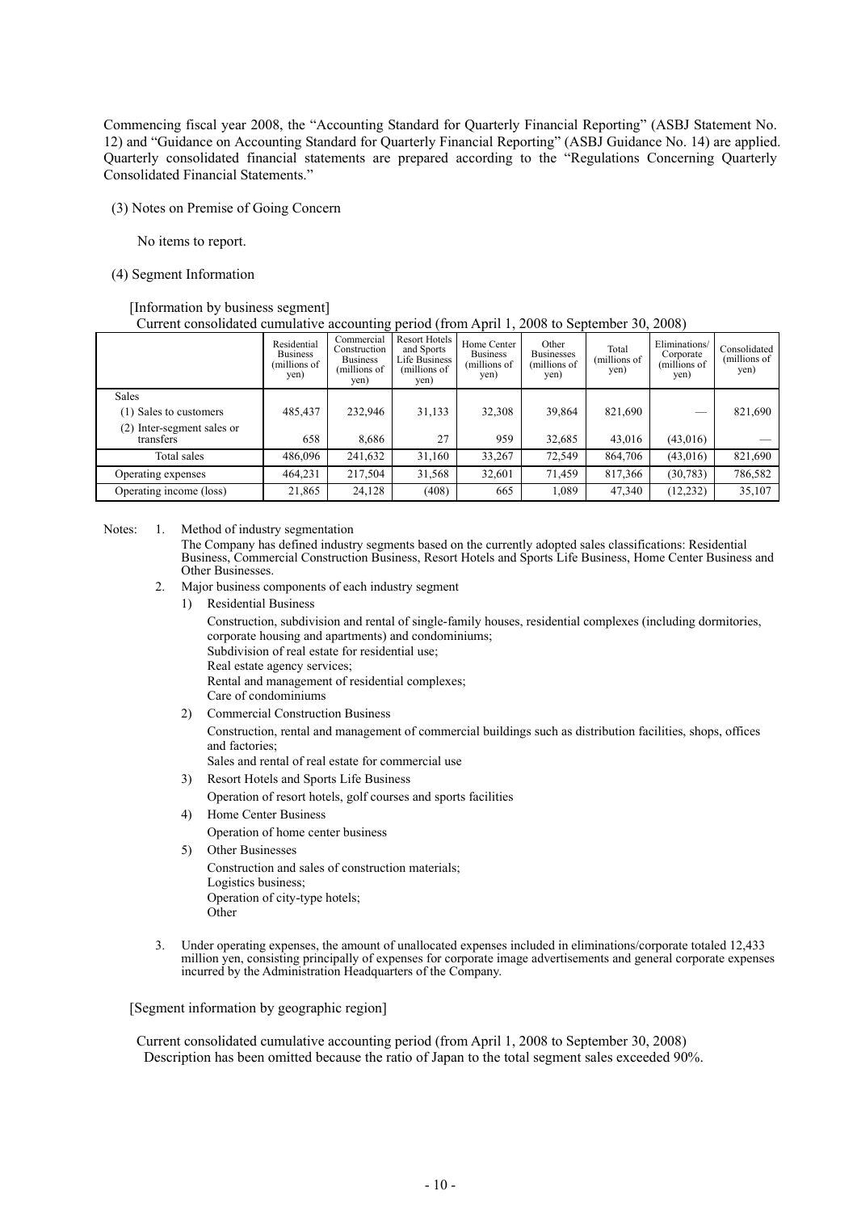Commencing fiscal year 2008, the "Accounting Standard for Quarterly Financial Reporting" (ASBJ Statement No. 12) and "Guidance on Accounting Standard for Quarterly Financial Reporting" (ASBJ Guidance No. 14) are applied. Quarterly consolidated financial statements are prepared according to the "Regulations Concerning Quarterly Consolidated Financial Statements."

(3) Notes on Premise of Going Concern

No items to report.

(4) Segment Information

[Information by business segment]

Current consolidated cumulative accounting period (from April 1, 2008 to September 30, 2008)

| | Residential Business (millions of yen) | Commercial Construction Business (millions of yen) | Resort Hotels and Sports Life Business (millions of yen) | Home Center Business (millions of yen) | Other Businesses (millions of yen) | Total (millions of yen) | Eliminations/ Corporate (millions of yen) | Consolidated (millions of yen) |
|---|---|---|---|---|---|---|---|---|
| Sales | | | | | | | | |
| (1) Sales to customers | 485,437 | 232,946 | 31,133 | 32,308 | 39,864 | 821,690 | — | 821,690 |
| (2) Inter-segment sales or transfers | 658 | 8,686 | 27 | 959 | 32,685 | 43,016 | (43,016) | — |
| Total sales | 486,096 | 241,632 | 31,160 | 33,267 | 72,549 | 864,706 | (43,016) | 821,690 |
| Operating expenses | 464,231 | 217,504 | 31,568 | 32,601 | 71,459 | 817,366 | (30,783) | 786,582 |
| Operating income (loss) | 21,865 | 24,128 | (408) | 665 | 1,089 | 47,340 | (12,232) | 35,107 |

Notes:

1. Method of industry segmentation
   The Company has defined industry segments based on the currently adopted sales classifications: Residential Business, Commercial Construction Business, Resort Hotels and Sports Life Business, Home Center Business and Other Businesses.
2. Major business components of each industry segment
   1) Residential Business
      Construction, subdivision and rental of single-family houses, residential complexes (including dormitories, corporate housing and apartments) and condominiums;
      Subdivision of real estate for residential use;
      Real estate agency services;
      Rental and management of residential complexes;
      Care of condominiums
   2) Commercial Construction Business
      Construction, rental and management of commercial buildings such as distribution facilities, shops, offices and factories;
      Sales and rental of real estate for commercial use
   3) Resort Hotels and Sports Life Business
      Operation of resort hotels, golf courses and sports facilities
   4) Home Center Business
      Operation of home center business
   5) Other Businesses
      Construction and sales of construction materials;
      Logistics business;
      Operation of city-type hotels;
      Other
3. Under operating expenses, the amount of unallocated expenses included in eliminations/corporate totaled 12,433 million yen, consisting principally of expenses for corporate image advertisements and general corporate expenses incurred by the Administration Headquarters of the Company.

[Segment information by geographic region]

Current consolidated cumulative accounting period (from April 1, 2008 to September 30, 2008)
Description has been omitted because the ratio of Japan to the total segment sales exceeded 90%.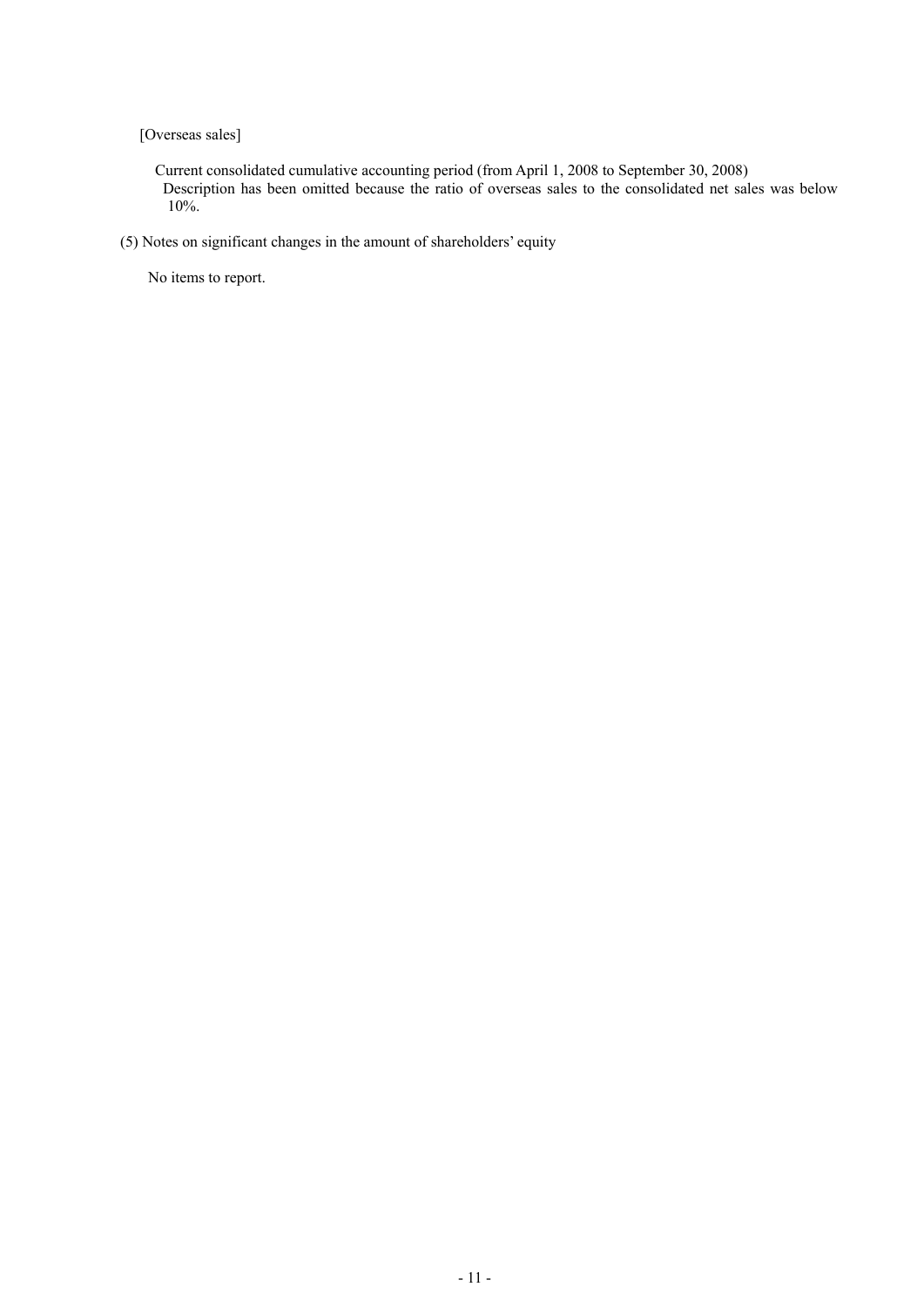[Overseas sales]

Current consolidated cumulative accounting period (from April 1, 2008 to September 30, 2008)
Description has been omitted because the ratio of overseas sales to the consolidated net sales was below 10%.

(5) Notes on significant changes in the amount of shareholders' equity

No items to report.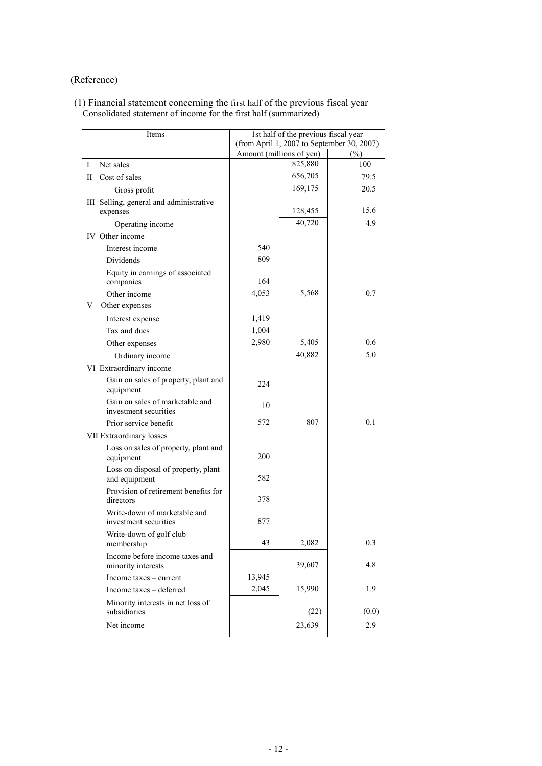(Reference)

(1) Financial statement concerning the first half of the previous fiscal year
Consolidated statement of income for the first half (summarized)

| Items | 1st half of the previous fiscal year (from April 1, 2007 to September 30, 2007) | | |
|---|---|---|---|
| | Amount (millions of yen) | | (%) |
| I Net sales | | 825,880 | 100 |
| II Cost of sales | | 656,705 | 79.5 |
| Gross profit | | 169,175 | 20.5 |
| III Selling, general and administrative expenses | | 128,455 | 15.6 |
| Operating income | | 40,720 | 4.9 |
| IV Other income | | | |
| Interest income | 540 | | |
| Dividends | 809 | | |
| Equity in earnings of associated companies | 164 | | |
| Other income | 4,053 | 5,568 | 0.7 |
| V Other expenses | | | |
| Interest expense | 1,419 | | |
| Tax and dues | 1,004 | | |
| Other expenses | 2,980 | 5,405 | 0.6 |
| Ordinary income | | 40,882 | 5.0 |
| VI Extraordinary income | | | |
| Gain on sales of property, plant and equipment | 224 | | |
| Gain on sales of marketable and investment securities | 10 | | |
| Prior service benefit | 572 | 807 | 0.1 |
| VII Extraordinary losses | | | |
| Loss on sales of property, plant and equipment | 200 | | |
| Loss on disposal of property, plant and equipment | 582 | | |
| Provision of retirement benefits for directors | 378 | | |
| Write-down of marketable and investment securities | 877 | | |
| Write-down of golf club membership | 43 | 2,082 | 0.3 |
| Income before income taxes and minority interests | | 39,607 | 4.8 |
| Income taxes – current | 13,945 | | |
| Income taxes – deferred | 2,045 | 15,990 | 1.9 |
| Minority interests in net loss of subsidiaries | | (22) | (0.0) |
| Net income | | 23,639 | 2.9 |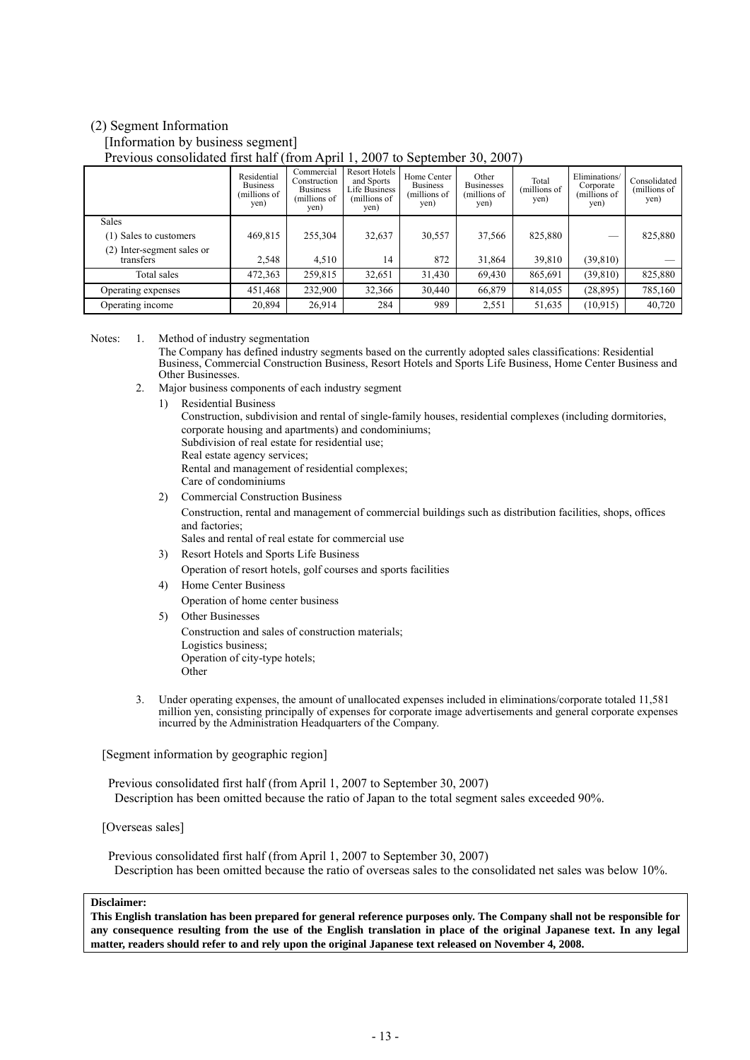(2) Segment Information

[Information by business segment]

Previous consolidated first half (from April 1, 2007 to September 30, 2007)

| | Residential Business (millions of yen) | Commercial Construction Business (millions of yen) | Resort Hotels and Sports Life Business (millions of yen) | Home Center Business (millions of yen) | Other Businesses (millions of yen) | Total (millions of yen) | Eliminations/ Corporate (millions of yen) | Consolidated (millions of yen) |
|---|---|---|---|---|---|---|---|---|
| Sales | | | | | | | | |
| (1) Sales to customers | 469,815 | 255,304 | 32,637 | 30,557 | 37,566 | 825,880 | — | 825,880 |
| (2) Inter-segment sales or transfers | 2,548 | 4,510 | 14 | 872 | 31,864 | 39,810 | (39,810) | — |
| Total sales | 472,363 | 259,815 | 32,651 | 31,430 | 69,430 | 865,691 | (39,810) | 825,880 |
| Operating expenses | 451,468 | 232,900 | 32,366 | 30,440 | 66,879 | 814,055 | (28,895) | 785,160 |
| Operating income | 20,894 | 26,914 | 284 | 989 | 2,551 | 51,635 | (10,915) | 40,720 |

Notes:

1. Method of industry segmentation

   The Company has defined industry segments based on the currently adopted sales classifications: Residential Business, Commercial Construction Business, Resort Hotels and Sports Life Business, Home Center Business and Other Businesses.

2. Major business components of each industry segment

   1) Residential Business

      Construction, subdivision and rental of single-family houses, residential complexes (including dormitories, corporate housing and apartments) and condominiums;
      Subdivision of real estate for residential use;
      Real estate agency services;
      Rental and management of residential complexes;
      Care of condominiums

   2) Commercial Construction Business

      Construction, rental and management of commercial buildings such as distribution facilities, shops, offices and factories;
      Sales and rental of real estate for commercial use

   3) Resort Hotels and Sports Life Business

      Operation of resort hotels, golf courses and sports facilities

   4) Home Center Business

      Operation of home center business

   5) Other Businesses

      Construction and sales of construction materials;
      Logistics business;
      Operation of city-type hotels;
      Other

3. Under operating expenses, the amount of unallocated expenses included in eliminations/corporate totaled 11,581 million yen, consisting principally of expenses for corporate image advertisements and general corporate expenses incurred by the Administration Headquarters of the Company.

[Segment information by geographic region]

Previous consolidated first half (from April 1, 2007 to September 30, 2007)
Description has been omitted because the ratio of Japan to the total segment sales exceeded 90%.

[Overseas sales]

Previous consolidated first half (from April 1, 2007 to September 30, 2007)
Description has been omitted because the ratio of overseas sales to the consolidated net sales was below 10%.

**Disclaimer:**
**This English translation has been prepared for general reference purposes only. The Company shall not be responsible for any consequence resulting from the use of the English translation in place of the original Japanese text. In any legal matter, readers should refer to and rely upon the original Japanese text released on November 4, 2008.**